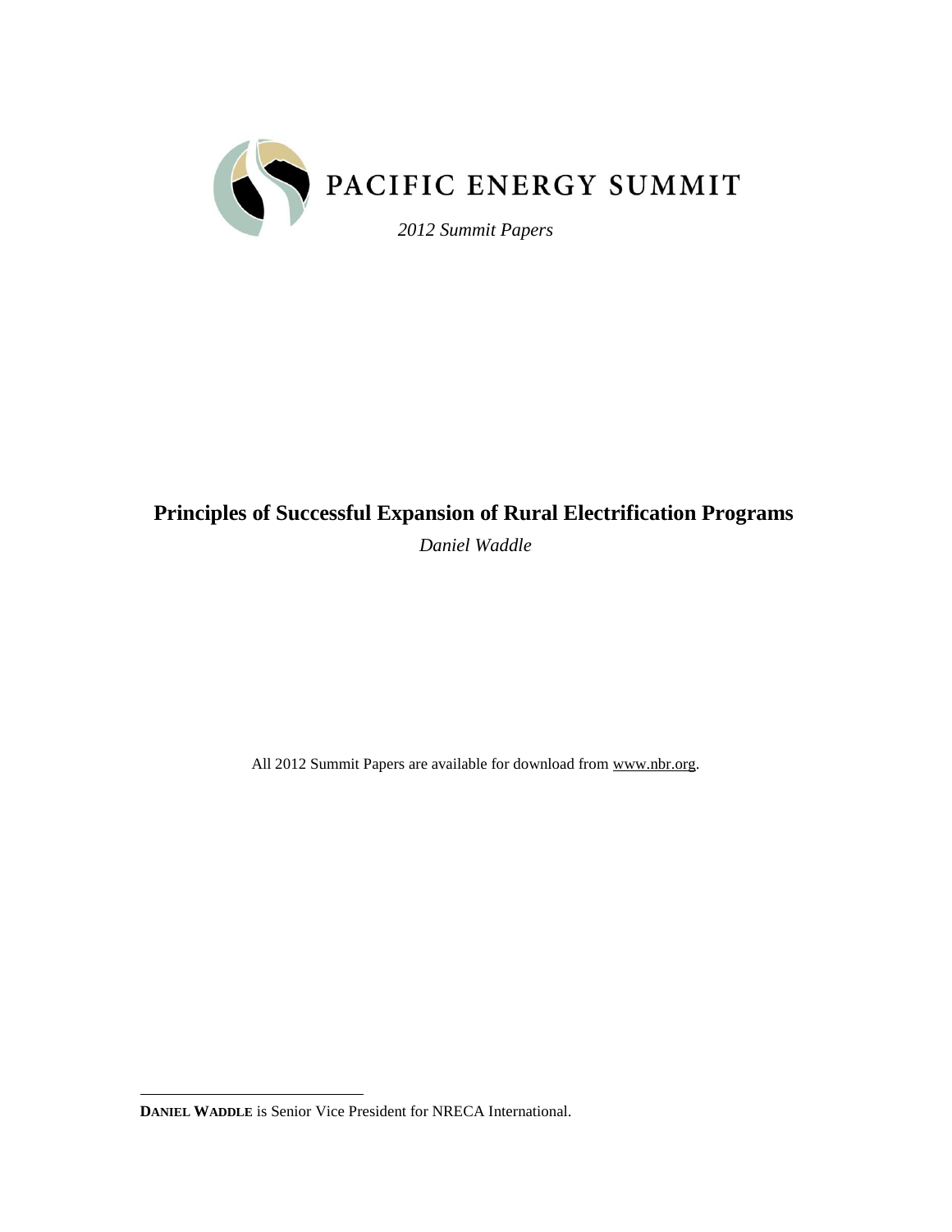PACIFIC ENERGY SUMMIT

*2012 Summit Papers*

# Principles of Successful Expansion of Rural Electrification Programs

*Daniel Waddle*

All 2012 Summit Papers are available for download from www.nbr.org.

---

**DANIEL WADDLE** is Senior Vice President for NRECA International.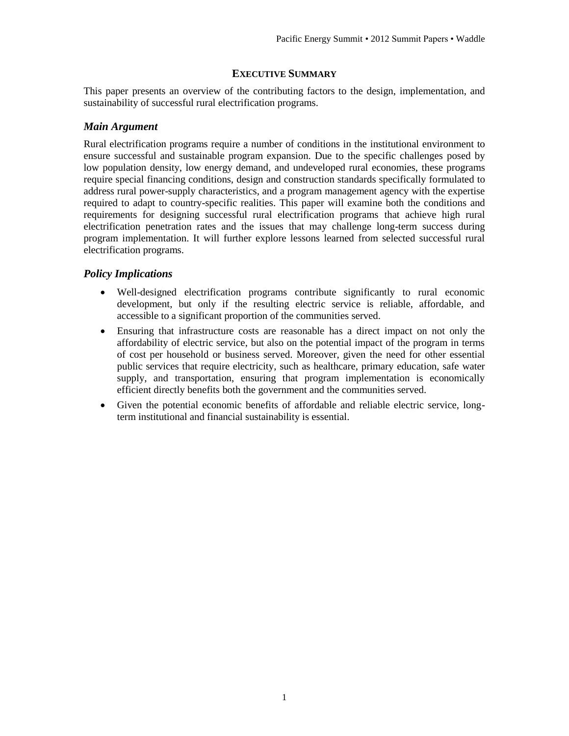## Executive Summary

This paper presents an overview of the contributing factors to the design, implementation, and sustainability of successful rural electrification programs.

### *Main Argument*

Rural electrification programs require a number of conditions in the institutional environment to ensure successful and sustainable program expansion. Due to the specific challenges posed by low population density, low energy demand, and undeveloped rural economies, these programs require special financing conditions, design and construction standards specifically formulated to address rural power-supply characteristics, and a program management agency with the expertise required to adapt to country-specific realities. This paper will examine both the conditions and requirements for designing successful rural electrification programs that achieve high rural electrification penetration rates and the issues that may challenge long-term success during program implementation. It will further explore lessons learned from selected successful rural electrification programs.

### *Policy Implications*

- Well-designed electrification programs contribute significantly to rural economic development, but only if the resulting electric service is reliable, affordable, and accessible to a significant proportion of the communities served.
- Ensuring that infrastructure costs are reasonable has a direct impact on not only the affordability of electric service, but also on the potential impact of the program in terms of cost per household or business served. Moreover, given the need for other essential public services that require electricity, such as healthcare, primary education, safe water supply, and transportation, ensuring that program implementation is economically efficient directly benefits both the government and the communities served.
- Given the potential economic benefits of affordable and reliable electric service, long-term institutional and financial sustainability is essential.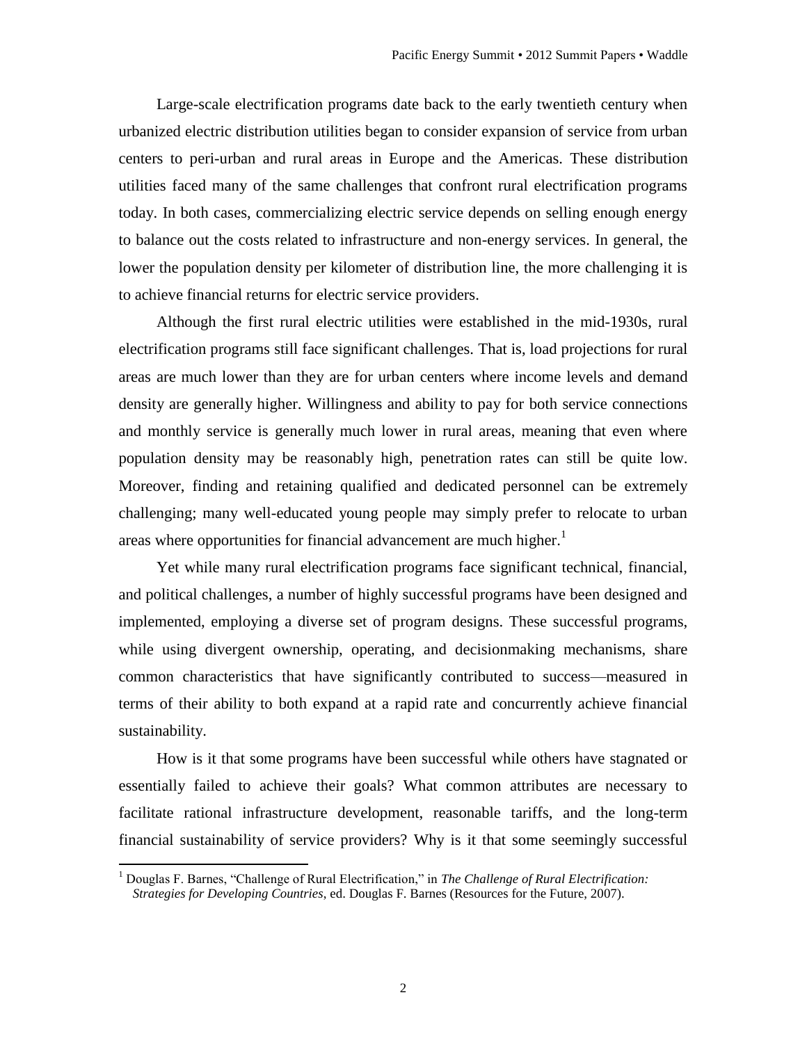Large-scale electrification programs date back to the early twentieth century when urbanized electric distribution utilities began to consider expansion of service from urban centers to peri-urban and rural areas in Europe and the Americas. These distribution utilities faced many of the same challenges that confront rural electrification programs today. In both cases, commercializing electric service depends on selling enough energy to balance out the costs related to infrastructure and non-energy services. In general, the lower the population density per kilometer of distribution line, the more challenging it is to achieve financial returns for electric service providers.

Although the first rural electric utilities were established in the mid-1930s, rural electrification programs still face significant challenges. That is, load projections for rural areas are much lower than they are for urban centers where income levels and demand density are generally higher. Willingness and ability to pay for both service connections and monthly service is generally much lower in rural areas, meaning that even where population density may be reasonably high, penetration rates can still be quite low. Moreover, finding and retaining qualified and dedicated personnel can be extremely challenging; many well-educated young people may simply prefer to relocate to urban areas where opportunities for financial advancement are much higher.[1]

Yet while many rural electrification programs face significant technical, financial, and political challenges, a number of highly successful programs have been designed and implemented, employing a diverse set of program designs. These successful programs, while using divergent ownership, operating, and decisionmaking mechanisms, share common characteristics that have significantly contributed to success—measured in terms of their ability to both expand at a rapid rate and concurrently achieve financial sustainability.

How is it that some programs have been successful while others have stagnated or essentially failed to achieve their goals? What common attributes are necessary to facilitate rational infrastructure development, reasonable tariffs, and the long-term financial sustainability of service providers? Why is it that some seemingly successful

[1] Douglas F. Barnes, "Challenge of Rural Electrification," in *The Challenge of Rural Electrification: Strategies for Developing Countries*, ed. Douglas F. Barnes (Resources for the Future, 2007).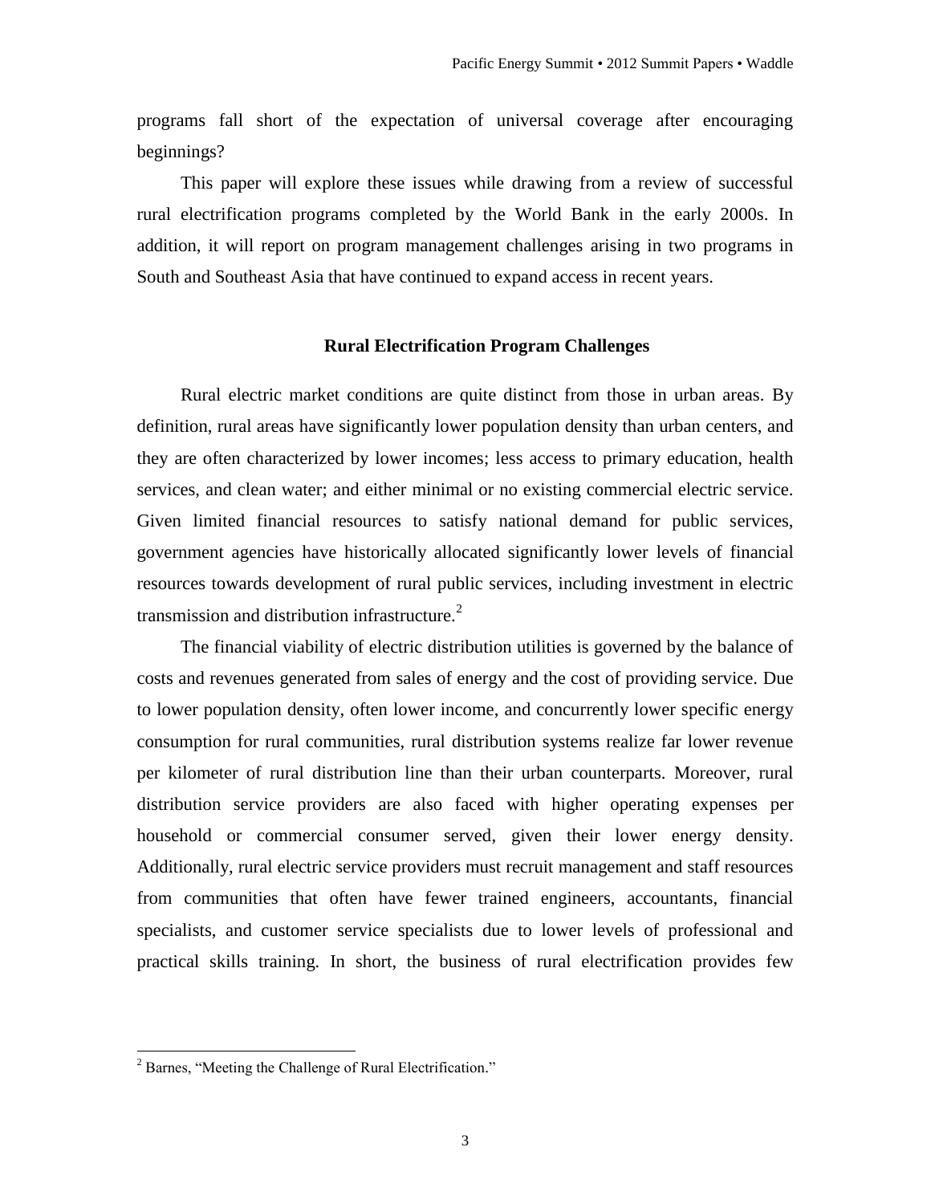programs fall short of the expectation of universal coverage after encouraging beginnings?

This paper will explore these issues while drawing from a review of successful rural electrification programs completed by the World Bank in the early 2000s. In addition, it will report on program management challenges arising in two programs in South and Southeast Asia that have continued to expand access in recent years.

## Rural Electrification Program Challenges

Rural electric market conditions are quite distinct from those in urban areas. By definition, rural areas have significantly lower population density than urban centers, and they are often characterized by lower incomes; less access to primary education, health services, and clean water; and either minimal or no existing commercial electric service. Given limited financial resources to satisfy national demand for public services, government agencies have historically allocated significantly lower levels of financial resources towards development of rural public services, including investment in electric transmission and distribution infrastructure.[2]

The financial viability of electric distribution utilities is governed by the balance of costs and revenues generated from sales of energy and the cost of providing service. Due to lower population density, often lower income, and concurrently lower specific energy consumption for rural communities, rural distribution systems realize far lower revenue per kilometer of rural distribution line than their urban counterparts. Moreover, rural distribution service providers are also faced with higher operating expenses per household or commercial consumer served, given their lower energy density. Additionally, rural electric service providers must recruit management and staff resources from communities that often have fewer trained engineers, accountants, financial specialists, and customer service specialists due to lower levels of professional and practical skills training. In short, the business of rural electrification provides few

[2] Barnes, "Meeting the Challenge of Rural Electrification."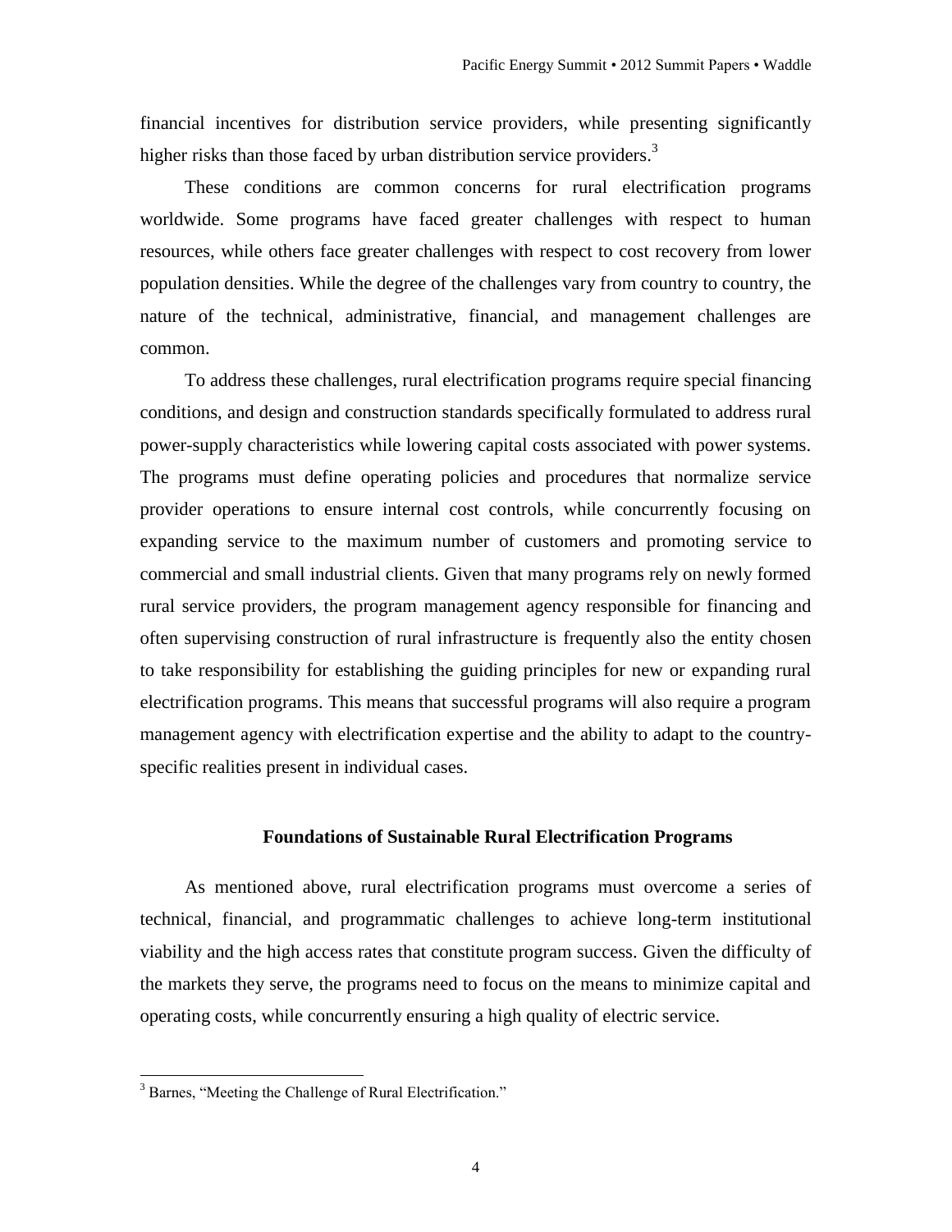financial incentives for distribution service providers, while presenting significantly higher risks than those faced by urban distribution service providers.[3]

These conditions are common concerns for rural electrification programs worldwide. Some programs have faced greater challenges with respect to human resources, while others face greater challenges with respect to cost recovery from lower population densities. While the degree of the challenges vary from country to country, the nature of the technical, administrative, financial, and management challenges are common.

To address these challenges, rural electrification programs require special financing conditions, and design and construction standards specifically formulated to address rural power-supply characteristics while lowering capital costs associated with power systems. The programs must define operating policies and procedures that normalize service provider operations to ensure internal cost controls, while concurrently focusing on expanding service to the maximum number of customers and promoting service to commercial and small industrial clients. Given that many programs rely on newly formed rural service providers, the program management agency responsible for financing and often supervising construction of rural infrastructure is frequently also the entity chosen to take responsibility for establishing the guiding principles for new or expanding rural electrification programs. This means that successful programs will also require a program management agency with electrification expertise and the ability to adapt to the country-specific realities present in individual cases.

## Foundations of Sustainable Rural Electrification Programs

As mentioned above, rural electrification programs must overcome a series of technical, financial, and programmatic challenges to achieve long-term institutional viability and the high access rates that constitute program success. Given the difficulty of the markets they serve, the programs need to focus on the means to minimize capital and operating costs, while concurrently ensuring a high quality of electric service.

[3] Barnes, "Meeting the Challenge of Rural Electrification."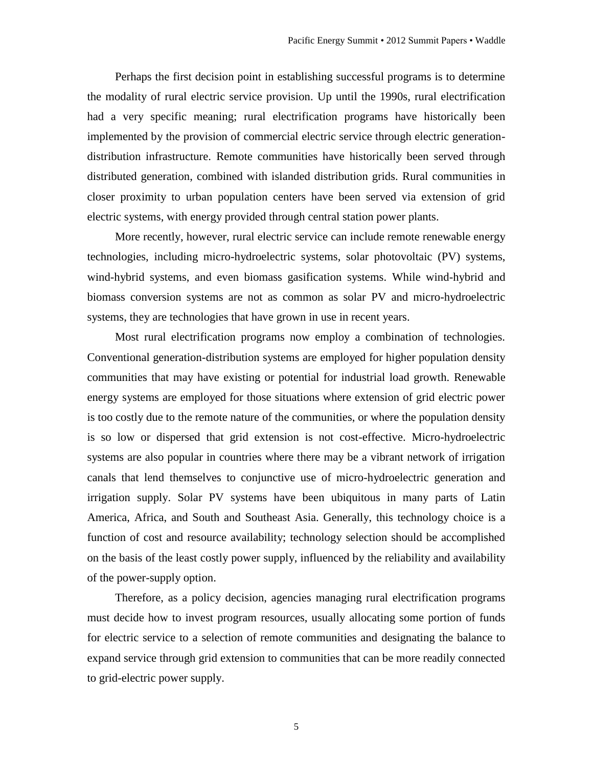Perhaps the first decision point in establishing successful programs is to determine the modality of rural electric service provision. Up until the 1990s, rural electrification had a very specific meaning; rural electrification programs have historically been implemented by the provision of commercial electric service through electric generation-distribution infrastructure. Remote communities have historically been served through distributed generation, combined with islanded distribution grids. Rural communities in closer proximity to urban population centers have been served via extension of grid electric systems, with energy provided through central station power plants.

More recently, however, rural electric service can include remote renewable energy technologies, including micro-hydroelectric systems, solar photovoltaic (PV) systems, wind-hybrid systems, and even biomass gasification systems. While wind-hybrid and biomass conversion systems are not as common as solar PV and micro-hydroelectric systems, they are technologies that have grown in use in recent years.

Most rural electrification programs now employ a combination of technologies. Conventional generation-distribution systems are employed for higher population density communities that may have existing or potential for industrial load growth. Renewable energy systems are employed for those situations where extension of grid electric power is too costly due to the remote nature of the communities, or where the population density is so low or dispersed that grid extension is not cost-effective. Micro-hydroelectric systems are also popular in countries where there may be a vibrant network of irrigation canals that lend themselves to conjunctive use of micro-hydroelectric generation and irrigation supply. Solar PV systems have been ubiquitous in many parts of Latin America, Africa, and South and Southeast Asia. Generally, this technology choice is a function of cost and resource availability; technology selection should be accomplished on the basis of the least costly power supply, influenced by the reliability and availability of the power-supply option.

Therefore, as a policy decision, agencies managing rural electrification programs must decide how to invest program resources, usually allocating some portion of funds for electric service to a selection of remote communities and designating the balance to expand service through grid extension to communities that can be more readily connected to grid-electric power supply.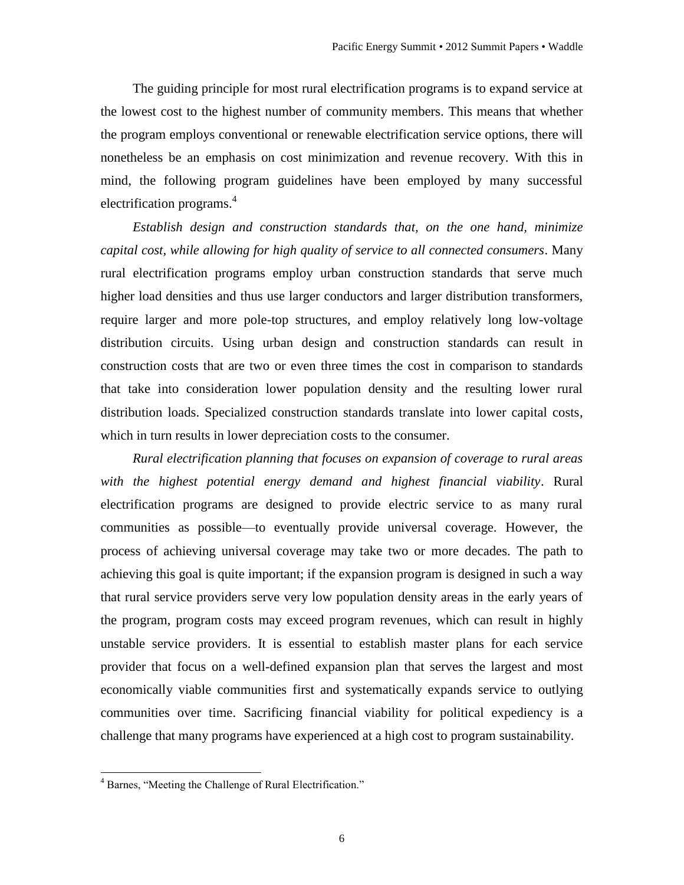The guiding principle for most rural electrification programs is to expand service at the lowest cost to the highest number of community members. This means that whether the program employs conventional or renewable electrification service options, there will nonetheless be an emphasis on cost minimization and revenue recovery. With this in mind, the following program guidelines have been employed by many successful electrification programs.[4]

*Establish design and construction standards that, on the one hand, minimize capital cost, while allowing for high quality of service to all connected consumers*. Many rural electrification programs employ urban construction standards that serve much higher load densities and thus use larger conductors and larger distribution transformers, require larger and more pole-top structures, and employ relatively long low-voltage distribution circuits. Using urban design and construction standards can result in construction costs that are two or even three times the cost in comparison to standards that take into consideration lower population density and the resulting lower rural distribution loads. Specialized construction standards translate into lower capital costs, which in turn results in lower depreciation costs to the consumer.

*Rural electrification planning that focuses on expansion of coverage to rural areas with the highest potential energy demand and highest financial viability*. Rural electrification programs are designed to provide electric service to as many rural communities as possible—to eventually provide universal coverage. However, the process of achieving universal coverage may take two or more decades. The path to achieving this goal is quite important; if the expansion program is designed in such a way that rural service providers serve very low population density areas in the early years of the program, program costs may exceed program revenues, which can result in highly unstable service providers. It is essential to establish master plans for each service provider that focus on a well-defined expansion plan that serves the largest and most economically viable communities first and systematically expands service to outlying communities over time. Sacrificing financial viability for political expediency is a challenge that many programs have experienced at a high cost to program sustainability.

[4] Barnes, "Meeting the Challenge of Rural Electrification."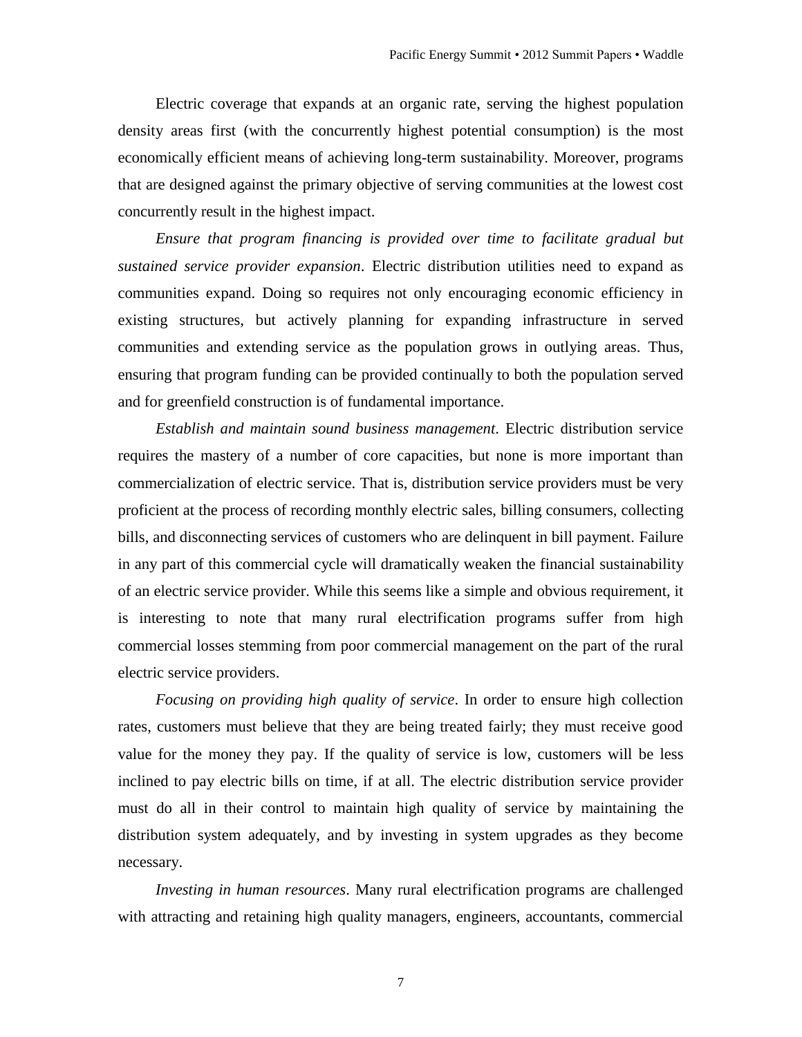Electric coverage that expands at an organic rate, serving the highest population density areas first (with the concurrently highest potential consumption) is the most economically efficient means of achieving long-term sustainability. Moreover, programs that are designed against the primary objective of serving communities at the lowest cost concurrently result in the highest impact.

*Ensure that program financing is provided over time to facilitate gradual but sustained service provider expansion*. Electric distribution utilities need to expand as communities expand. Doing so requires not only encouraging economic efficiency in existing structures, but actively planning for expanding infrastructure in served communities and extending service as the population grows in outlying areas. Thus, ensuring that program funding can be provided continually to both the population served and for greenfield construction is of fundamental importance.

*Establish and maintain sound business management*. Electric distribution service requires the mastery of a number of core capacities, but none is more important than commercialization of electric service. That is, distribution service providers must be very proficient at the process of recording monthly electric sales, billing consumers, collecting bills, and disconnecting services of customers who are delinquent in bill payment. Failure in any part of this commercial cycle will dramatically weaken the financial sustainability of an electric service provider. While this seems like a simple and obvious requirement, it is interesting to note that many rural electrification programs suffer from high commercial losses stemming from poor commercial management on the part of the rural electric service providers.

*Focusing on providing high quality of service*. In order to ensure high collection rates, customers must believe that they are being treated fairly; they must receive good value for the money they pay. If the quality of service is low, customers will be less inclined to pay electric bills on time, if at all. The electric distribution service provider must do all in their control to maintain high quality of service by maintaining the distribution system adequately, and by investing in system upgrades as they become necessary.

*Investing in human resources*. Many rural electrification programs are challenged with attracting and retaining high quality managers, engineers, accountants, commercial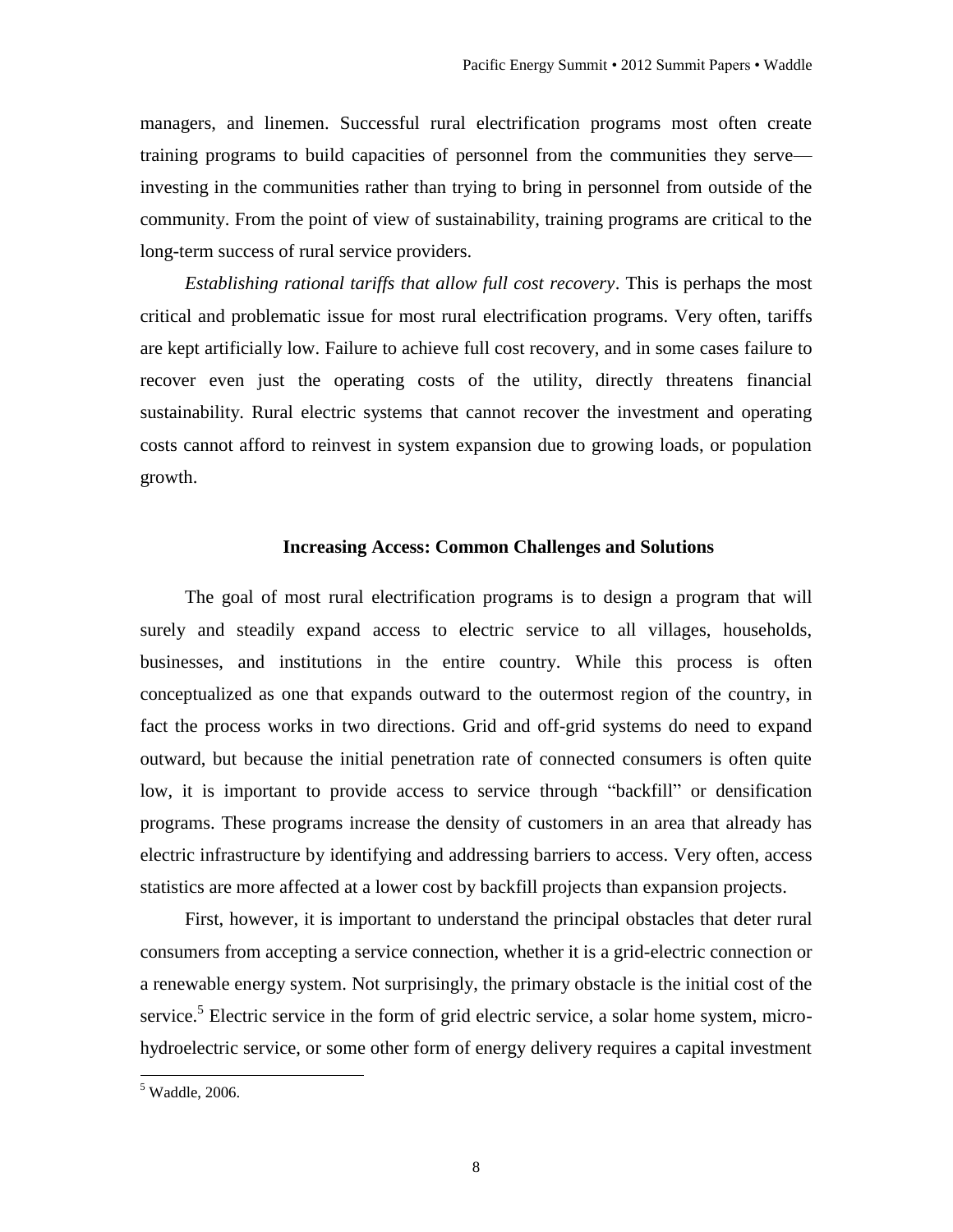managers, and linemen. Successful rural electrification programs most often create training programs to build capacities of personnel from the communities they serve—investing in the communities rather than trying to bring in personnel from outside of the community. From the point of view of sustainability, training programs are critical to the long-term success of rural service providers.

*Establishing rational tariffs that allow full cost recovery*. This is perhaps the most critical and problematic issue for most rural electrification programs. Very often, tariffs are kept artificially low. Failure to achieve full cost recovery, and in some cases failure to recover even just the operating costs of the utility, directly threatens financial sustainability. Rural electric systems that cannot recover the investment and operating costs cannot afford to reinvest in system expansion due to growing loads, or population growth.

## Increasing Access: Common Challenges and Solutions

The goal of most rural electrification programs is to design a program that will surely and steadily expand access to electric service to all villages, households, businesses, and institutions in the entire country. While this process is often conceptualized as one that expands outward to the outermost region of the country, in fact the process works in two directions. Grid and off-grid systems do need to expand outward, but because the initial penetration rate of connected consumers is often quite low, it is important to provide access to service through "backfill" or densification programs. These programs increase the density of customers in an area that already has electric infrastructure by identifying and addressing barriers to access. Very often, access statistics are more affected at a lower cost by backfill projects than expansion projects.

First, however, it is important to understand the principal obstacles that deter rural consumers from accepting a service connection, whether it is a grid-electric connection or a renewable energy system. Not surprisingly, the primary obstacle is the initial cost of the service.[5] Electric service in the form of grid electric service, a solar home system, micro-hydroelectric service, or some other form of energy delivery requires a capital investment

[5] Waddle, 2006.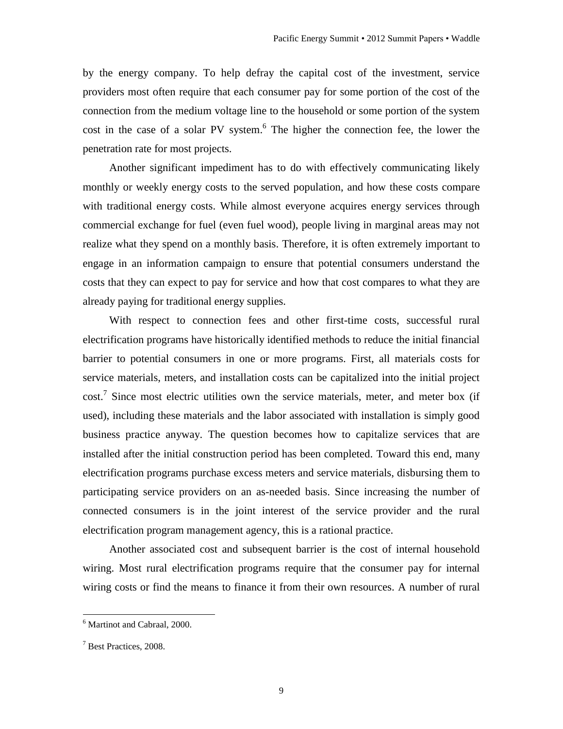by the energy company. To help defray the capital cost of the investment, service providers most often require that each consumer pay for some portion of the cost of the connection from the medium voltage line to the household or some portion of the system cost in the case of a solar PV system.[6] The higher the connection fee, the lower the penetration rate for most projects.

Another significant impediment has to do with effectively communicating likely monthly or weekly energy costs to the served population, and how these costs compare with traditional energy costs. While almost everyone acquires energy services through commercial exchange for fuel (even fuel wood), people living in marginal areas may not realize what they spend on a monthly basis. Therefore, it is often extremely important to engage in an information campaign to ensure that potential consumers understand the costs that they can expect to pay for service and how that cost compares to what they are already paying for traditional energy supplies.

With respect to connection fees and other first-time costs, successful rural electrification programs have historically identified methods to reduce the initial financial barrier to potential consumers in one or more programs. First, all materials costs for service materials, meters, and installation costs can be capitalized into the initial project cost.[7] Since most electric utilities own the service materials, meter, and meter box (if used), including these materials and the labor associated with installation is simply good business practice anyway. The question becomes how to capitalize services that are installed after the initial construction period has been completed. Toward this end, many electrification programs purchase excess meters and service materials, disbursing them to participating service providers on an as-needed basis. Since increasing the number of connected consumers is in the joint interest of the service provider and the rural electrification program management agency, this is a rational practice.

Another associated cost and subsequent barrier is the cost of internal household wiring. Most rural electrification programs require that the consumer pay for internal wiring costs or find the means to finance it from their own resources. A number of rural

---

[6] Martinot and Cabraal, 2000.

[7] Best Practices, 2008.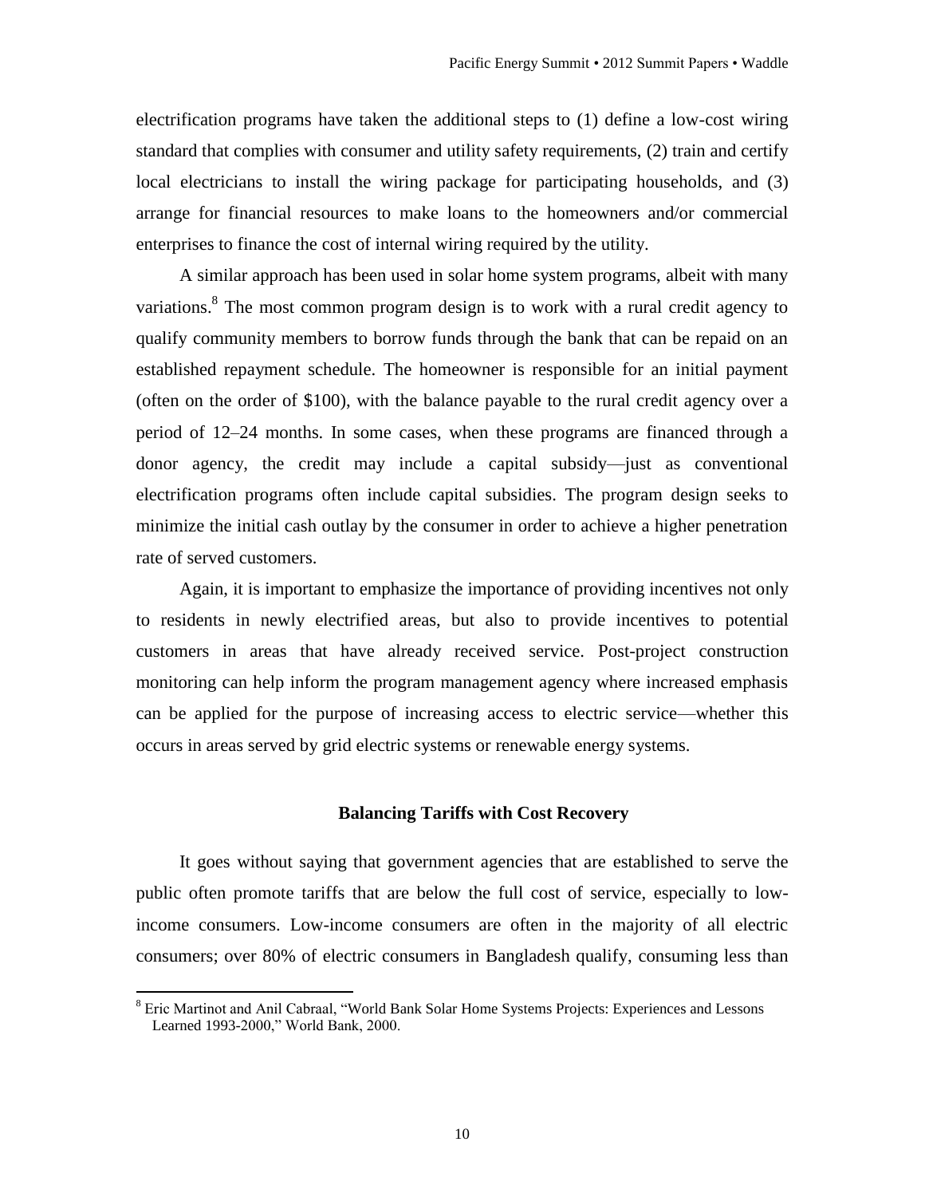electrification programs have taken the additional steps to (1) define a low-cost wiring standard that complies with consumer and utility safety requirements, (2) train and certify local electricians to install the wiring package for participating households, and (3) arrange for financial resources to make loans to the homeowners and/or commercial enterprises to finance the cost of internal wiring required by the utility.

A similar approach has been used in solar home system programs, albeit with many variations.[8] The most common program design is to work with a rural credit agency to qualify community members to borrow funds through the bank that can be repaid on an established repayment schedule. The homeowner is responsible for an initial payment (often on the order of $100), with the balance payable to the rural credit agency over a period of 12–24 months. In some cases, when these programs are financed through a donor agency, the credit may include a capital subsidy—just as conventional electrification programs often include capital subsidies. The program design seeks to minimize the initial cash outlay by the consumer in order to achieve a higher penetration rate of served customers.

Again, it is important to emphasize the importance of providing incentives not only to residents in newly electrified areas, but also to provide incentives to potential customers in areas that have already received service. Post-project construction monitoring can help inform the program management agency where increased emphasis can be applied for the purpose of increasing access to electric service—whether this occurs in areas served by grid electric systems or renewable energy systems.

## Balancing Tariffs with Cost Recovery

It goes without saying that government agencies that are established to serve the public often promote tariffs that are below the full cost of service, especially to low-income consumers. Low-income consumers are often in the majority of all electric consumers; over 80% of electric consumers in Bangladesh qualify, consuming less than

[8] Eric Martinot and Anil Cabraal, "World Bank Solar Home Systems Projects: Experiences and Lessons Learned 1993-2000," World Bank, 2000.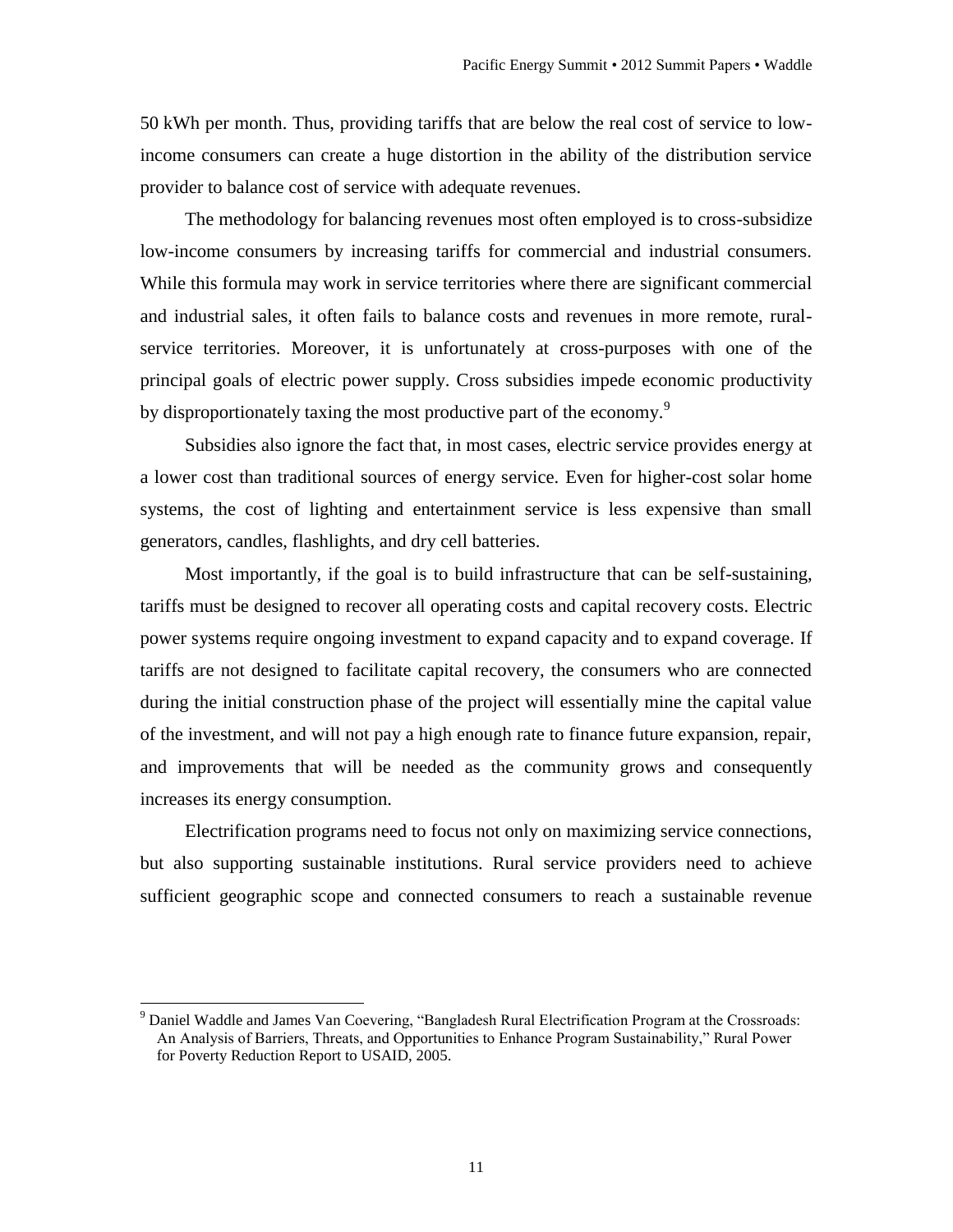50 kWh per month. Thus, providing tariffs that are below the real cost of service to low-income consumers can create a huge distortion in the ability of the distribution service provider to balance cost of service with adequate revenues.

The methodology for balancing revenues most often employed is to cross-subsidize low-income consumers by increasing tariffs for commercial and industrial consumers. While this formula may work in service territories where there are significant commercial and industrial sales, it often fails to balance costs and revenues in more remote, rural-service territories. Moreover, it is unfortunately at cross-purposes with one of the principal goals of electric power supply. Cross subsidies impede economic productivity by disproportionately taxing the most productive part of the economy.[9]

Subsidies also ignore the fact that, in most cases, electric service provides energy at a lower cost than traditional sources of energy service. Even for higher-cost solar home systems, the cost of lighting and entertainment service is less expensive than small generators, candles, flashlights, and dry cell batteries.

Most importantly, if the goal is to build infrastructure that can be self-sustaining, tariffs must be designed to recover all operating costs and capital recovery costs. Electric power systems require ongoing investment to expand capacity and to expand coverage. If tariffs are not designed to facilitate capital recovery, the consumers who are connected during the initial construction phase of the project will essentially mine the capital value of the investment, and will not pay a high enough rate to finance future expansion, repair, and improvements that will be needed as the community grows and consequently increases its energy consumption.

Electrification programs need to focus not only on maximizing service connections, but also supporting sustainable institutions. Rural service providers need to achieve sufficient geographic scope and connected consumers to reach a sustainable revenue

---

[9] Daniel Waddle and James Van Coevering, "Bangladesh Rural Electrification Program at the Crossroads: An Analysis of Barriers, Threats, and Opportunities to Enhance Program Sustainability," Rural Power for Poverty Reduction Report to USAID, 2005.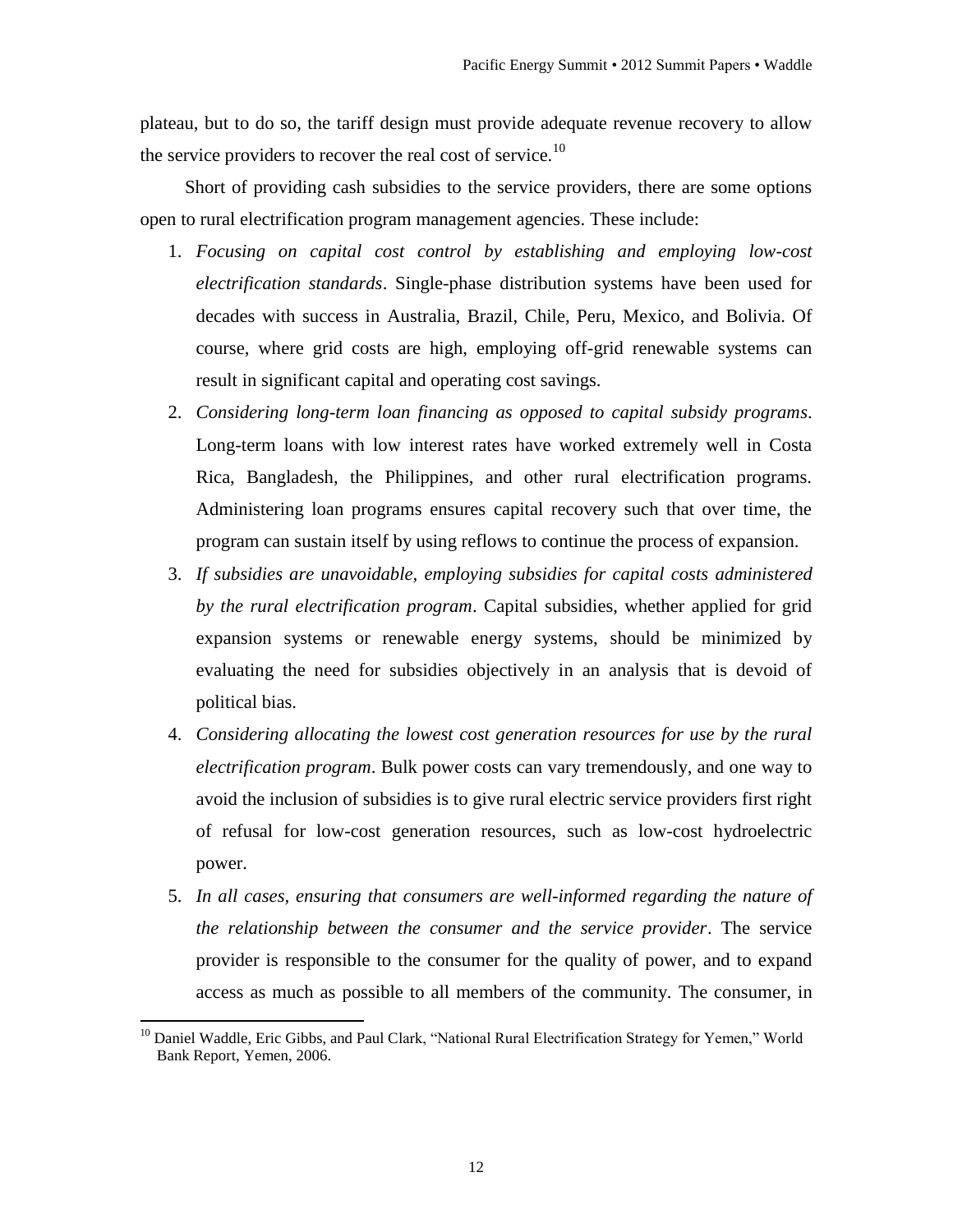plateau, but to do so, the tariff design must provide adequate revenue recovery to allow the service providers to recover the real cost of service.[10]

Short of providing cash subsidies to the service providers, there are some options open to rural electrification program management agencies. These include:

1. *Focusing on capital cost control by establishing and employing low-cost electrification standards*. Single-phase distribution systems have been used for decades with success in Australia, Brazil, Chile, Peru, Mexico, and Bolivia. Of course, where grid costs are high, employing off-grid renewable systems can result in significant capital and operating cost savings.
2. *Considering long-term loan financing as opposed to capital subsidy programs*. Long-term loans with low interest rates have worked extremely well in Costa Rica, Bangladesh, the Philippines, and other rural electrification programs. Administering loan programs ensures capital recovery such that over time, the program can sustain itself by using reflows to continue the process of expansion.
3. *If subsidies are unavoidable, employing subsidies for capital costs administered by the rural electrification program*. Capital subsidies, whether applied for grid expansion systems or renewable energy systems, should be minimized by evaluating the need for subsidies objectively in an analysis that is devoid of political bias.
4. *Considering allocating the lowest cost generation resources for use by the rural electrification program*. Bulk power costs can vary tremendously, and one way to avoid the inclusion of subsidies is to give rural electric service providers first right of refusal for low-cost generation resources, such as low-cost hydroelectric power.
5. *In all cases, ensuring that consumers are well-informed regarding the nature of the relationship between the consumer and the service provider*. The service provider is responsible to the consumer for the quality of power, and to expand access as much as possible to all members of the community. The consumer, in

[10] Daniel Waddle, Eric Gibbs, and Paul Clark, "National Rural Electrification Strategy for Yemen," World Bank Report, Yemen, 2006.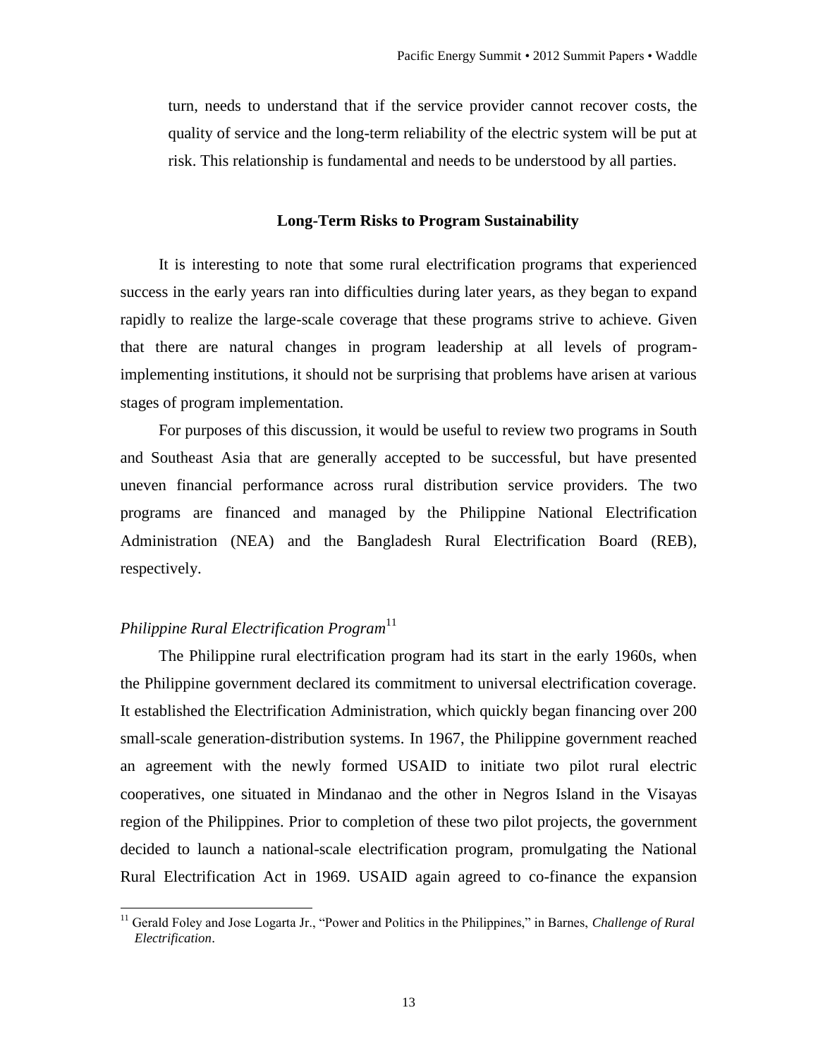turn, needs to understand that if the service provider cannot recover costs, the quality of service and the long-term reliability of the electric system will be put at risk. This relationship is fundamental and needs to be understood by all parties.

## Long-Term Risks to Program Sustainability

It is interesting to note that some rural electrification programs that experienced success in the early years ran into difficulties during later years, as they began to expand rapidly to realize the large-scale coverage that these programs strive to achieve. Given that there are natural changes in program leadership at all levels of program-implementing institutions, it should not be surprising that problems have arisen at various stages of program implementation.

For purposes of this discussion, it would be useful to review two programs in South and Southeast Asia that are generally accepted to be successful, but have presented uneven financial performance across rural distribution service providers. The two programs are financed and managed by the Philippine National Electrification Administration (NEA) and the Bangladesh Rural Electrification Board (REB), respectively.

### *Philippine Rural Electrification Program*[11]

The Philippine rural electrification program had its start in the early 1960s, when the Philippine government declared its commitment to universal electrification coverage. It established the Electrification Administration, which quickly began financing over 200 small-scale generation-distribution systems. In 1967, the Philippine government reached an agreement with the newly formed USAID to initiate two pilot rural electric cooperatives, one situated in Mindanao and the other in Negros Island in the Visayas region of the Philippines. Prior to completion of these two pilot projects, the government decided to launch a national-scale electrification program, promulgating the National Rural Electrification Act in 1969. USAID again agreed to co-finance the expansion

[11] Gerald Foley and Jose Logarta Jr., "Power and Politics in the Philippines," in Barnes, *Challenge of Rural Electrification*.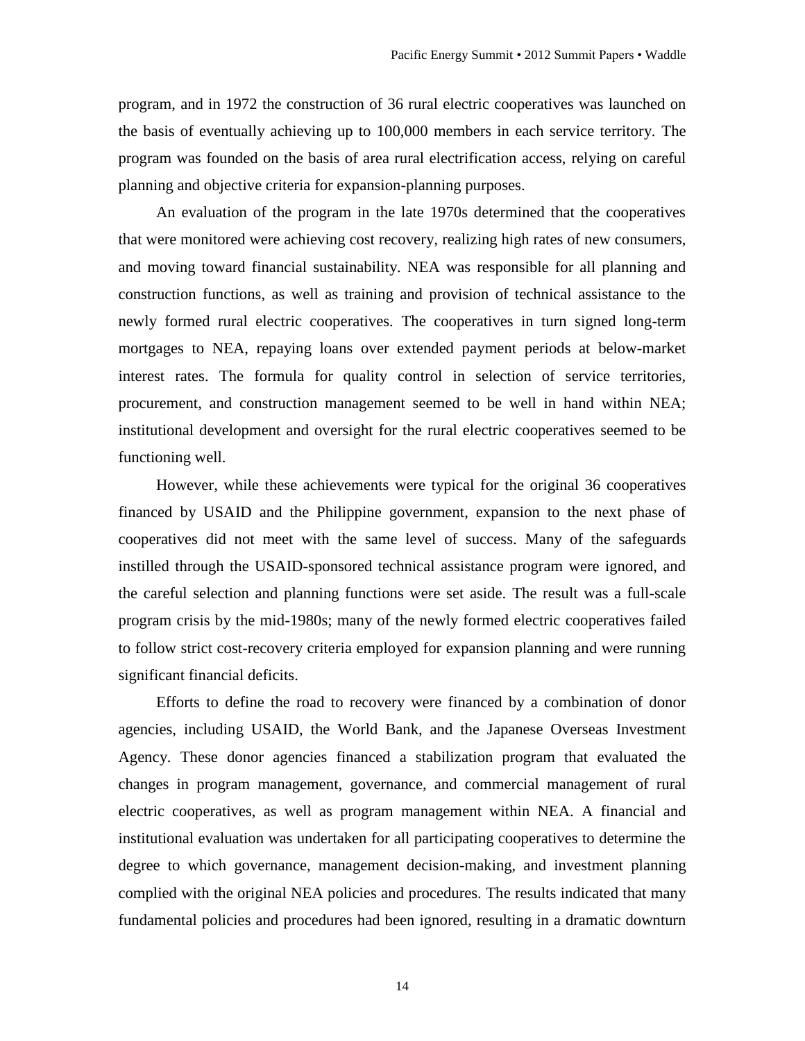program, and in 1972 the construction of 36 rural electric cooperatives was launched on the basis of eventually achieving up to 100,000 members in each service territory. The program was founded on the basis of area rural electrification access, relying on careful planning and objective criteria for expansion-planning purposes.

An evaluation of the program in the late 1970s determined that the cooperatives that were monitored were achieving cost recovery, realizing high rates of new consumers, and moving toward financial sustainability. NEA was responsible for all planning and construction functions, as well as training and provision of technical assistance to the newly formed rural electric cooperatives. The cooperatives in turn signed long-term mortgages to NEA, repaying loans over extended payment periods at below-market interest rates. The formula for quality control in selection of service territories, procurement, and construction management seemed to be well in hand within NEA; institutional development and oversight for the rural electric cooperatives seemed to be functioning well.

However, while these achievements were typical for the original 36 cooperatives financed by USAID and the Philippine government, expansion to the next phase of cooperatives did not meet with the same level of success. Many of the safeguards instilled through the USAID-sponsored technical assistance program were ignored, and the careful selection and planning functions were set aside. The result was a full-scale program crisis by the mid-1980s; many of the newly formed electric cooperatives failed to follow strict cost-recovery criteria employed for expansion planning and were running significant financial deficits.

Efforts to define the road to recovery were financed by a combination of donor agencies, including USAID, the World Bank, and the Japanese Overseas Investment Agency. These donor agencies financed a stabilization program that evaluated the changes in program management, governance, and commercial management of rural electric cooperatives, as well as program management within NEA. A financial and institutional evaluation was undertaken for all participating cooperatives to determine the degree to which governance, management decision-making, and investment planning complied with the original NEA policies and procedures. The results indicated that many fundamental policies and procedures had been ignored, resulting in a dramatic downturn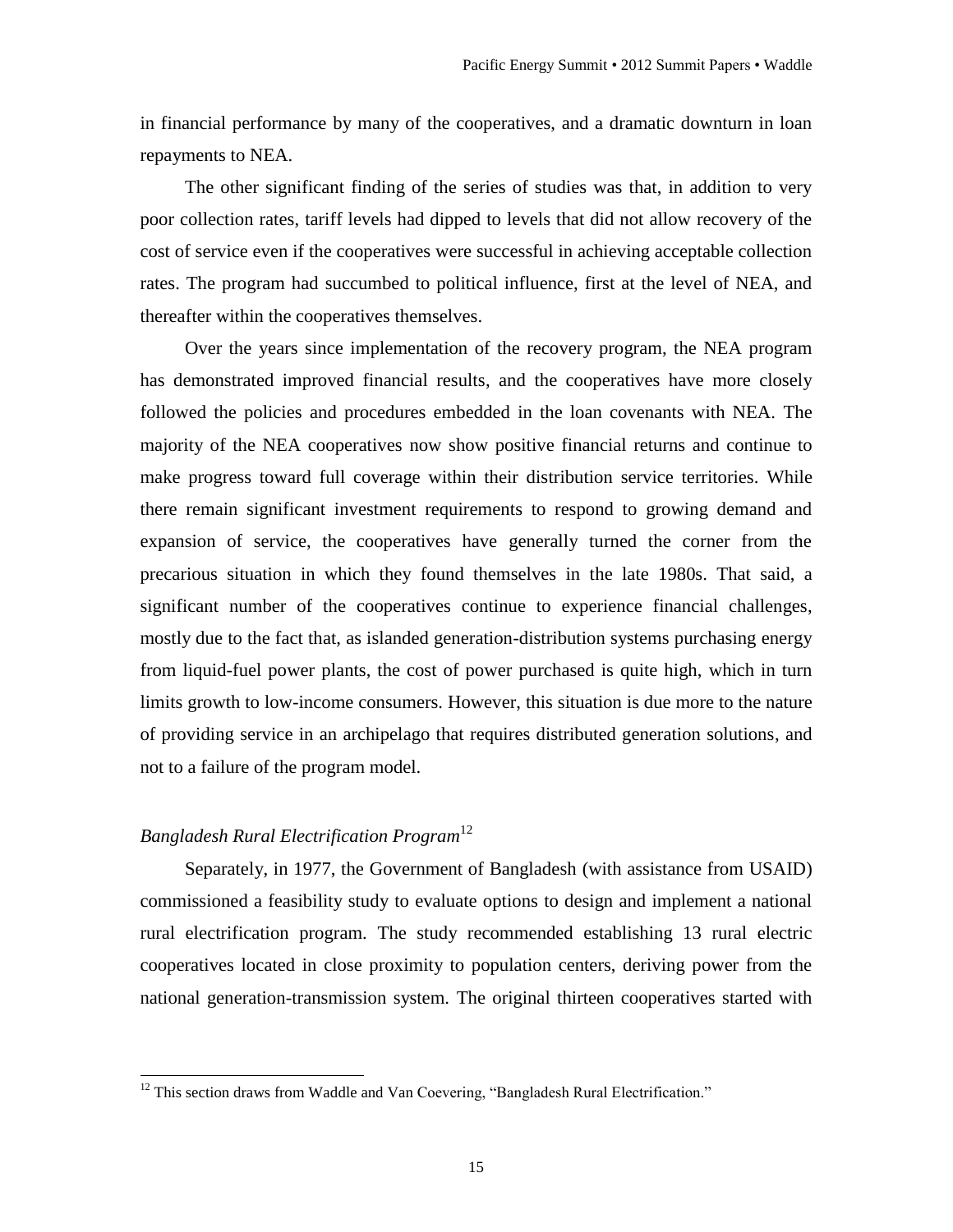in financial performance by many of the cooperatives, and a dramatic downturn in loan repayments to NEA.

The other significant finding of the series of studies was that, in addition to very poor collection rates, tariff levels had dipped to levels that did not allow recovery of the cost of service even if the cooperatives were successful in achieving acceptable collection rates. The program had succumbed to political influence, first at the level of NEA, and thereafter within the cooperatives themselves.

Over the years since implementation of the recovery program, the NEA program has demonstrated improved financial results, and the cooperatives have more closely followed the policies and procedures embedded in the loan covenants with NEA. The majority of the NEA cooperatives now show positive financial returns and continue to make progress toward full coverage within their distribution service territories. While there remain significant investment requirements to respond to growing demand and expansion of service, the cooperatives have generally turned the corner from the precarious situation in which they found themselves in the late 1980s. That said, a significant number of the cooperatives continue to experience financial challenges, mostly due to the fact that, as islanded generation-distribution systems purchasing energy from liquid-fuel power plants, the cost of power purchased is quite high, which in turn limits growth to low-income consumers. However, this situation is due more to the nature of providing service in an archipelago that requires distributed generation solutions, and not to a failure of the program model.

### *Bangladesh Rural Electrification Program*[12]

Separately, in 1977, the Government of Bangladesh (with assistance from USAID) commissioned a feasibility study to evaluate options to design and implement a national rural electrification program. The study recommended establishing 13 rural electric cooperatives located in close proximity to population centers, deriving power from the national generation-transmission system. The original thirteen cooperatives started with

[12] This section draws from Waddle and Van Coevering, "Bangladesh Rural Electrification."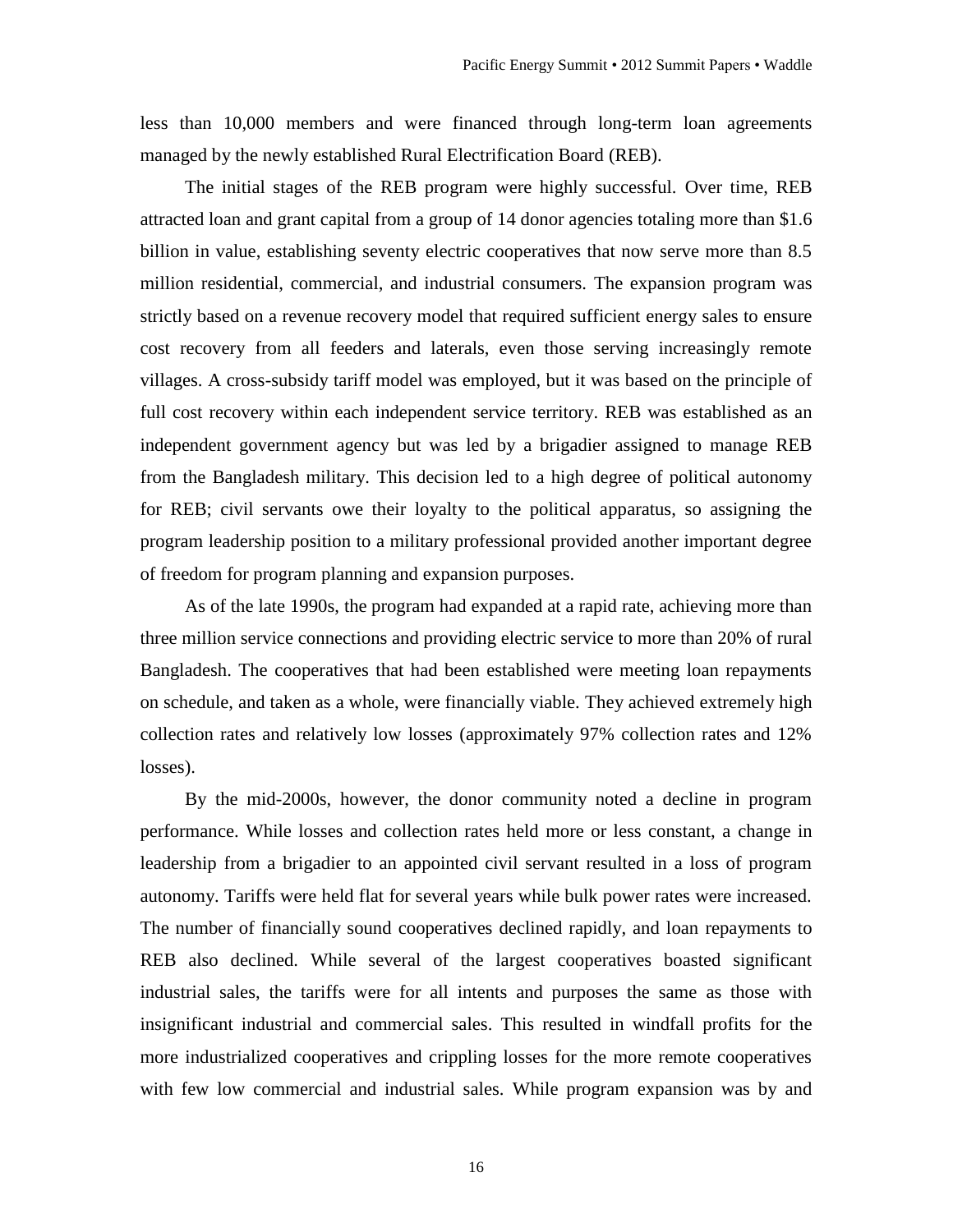less than 10,000 members and were financed through long-term loan agreements managed by the newly established Rural Electrification Board (REB).

The initial stages of the REB program were highly successful. Over time, REB attracted loan and grant capital from a group of 14 donor agencies totaling more than $1.6 billion in value, establishing seventy electric cooperatives that now serve more than 8.5 million residential, commercial, and industrial consumers. The expansion program was strictly based on a revenue recovery model that required sufficient energy sales to ensure cost recovery from all feeders and laterals, even those serving increasingly remote villages. A cross-subsidy tariff model was employed, but it was based on the principle of full cost recovery within each independent service territory. REB was established as an independent government agency but was led by a brigadier assigned to manage REB from the Bangladesh military. This decision led to a high degree of political autonomy for REB; civil servants owe their loyalty to the political apparatus, so assigning the program leadership position to a military professional provided another important degree of freedom for program planning and expansion purposes.

As of the late 1990s, the program had expanded at a rapid rate, achieving more than three million service connections and providing electric service to more than 20% of rural Bangladesh. The cooperatives that had been established were meeting loan repayments on schedule, and taken as a whole, were financially viable. They achieved extremely high collection rates and relatively low losses (approximately 97% collection rates and 12% losses).

By the mid-2000s, however, the donor community noted a decline in program performance. While losses and collection rates held more or less constant, a change in leadership from a brigadier to an appointed civil servant resulted in a loss of program autonomy. Tariffs were held flat for several years while bulk power rates were increased. The number of financially sound cooperatives declined rapidly, and loan repayments to REB also declined. While several of the largest cooperatives boasted significant industrial sales, the tariffs were for all intents and purposes the same as those with insignificant industrial and commercial sales. This resulted in windfall profits for the more industrialized cooperatives and crippling losses for the more remote cooperatives with few low commercial and industrial sales. While program expansion was by and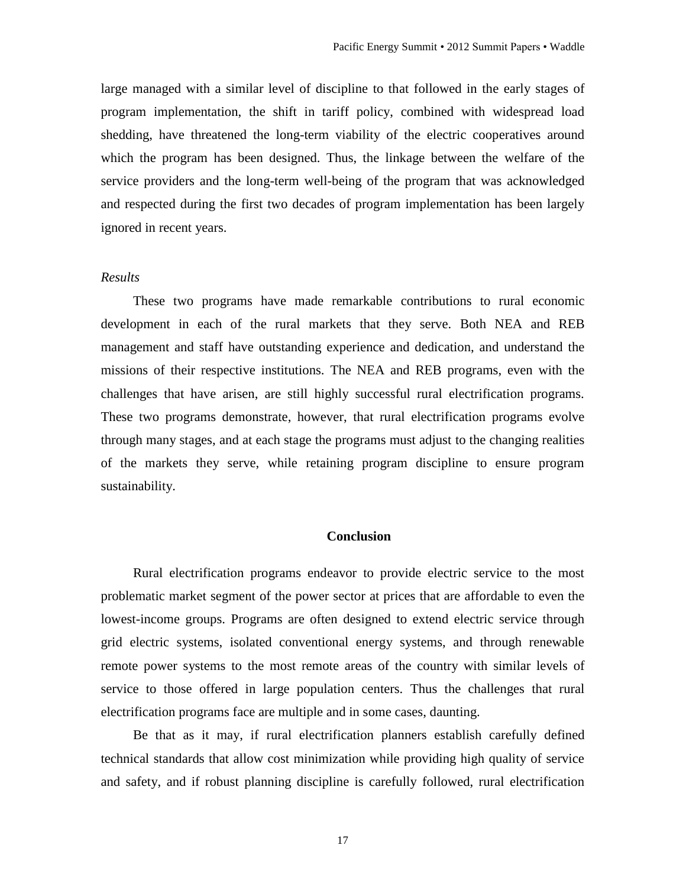large managed with a similar level of discipline to that followed in the early stages of program implementation, the shift in tariff policy, combined with widespread load shedding, have threatened the long-term viability of the electric cooperatives around which the program has been designed. Thus, the linkage between the welfare of the service providers and the long-term well-being of the program that was acknowledged and respected during the first two decades of program implementation has been largely ignored in recent years.

*Results*

These two programs have made remarkable contributions to rural economic development in each of the rural markets that they serve. Both NEA and REB management and staff have outstanding experience and dedication, and understand the missions of their respective institutions. The NEA and REB programs, even with the challenges that have arisen, are still highly successful rural electrification programs. These two programs demonstrate, however, that rural electrification programs evolve through many stages, and at each stage the programs must adjust to the changing realities of the markets they serve, while retaining program discipline to ensure program sustainability.

## Conclusion

Rural electrification programs endeavor to provide electric service to the most problematic market segment of the power sector at prices that are affordable to even the lowest-income groups. Programs are often designed to extend electric service through grid electric systems, isolated conventional energy systems, and through renewable remote power systems to the most remote areas of the country with similar levels of service to those offered in large population centers. Thus the challenges that rural electrification programs face are multiple and in some cases, daunting.

Be that as it may, if rural electrification planners establish carefully defined technical standards that allow cost minimization while providing high quality of service and safety, and if robust planning discipline is carefully followed, rural electrification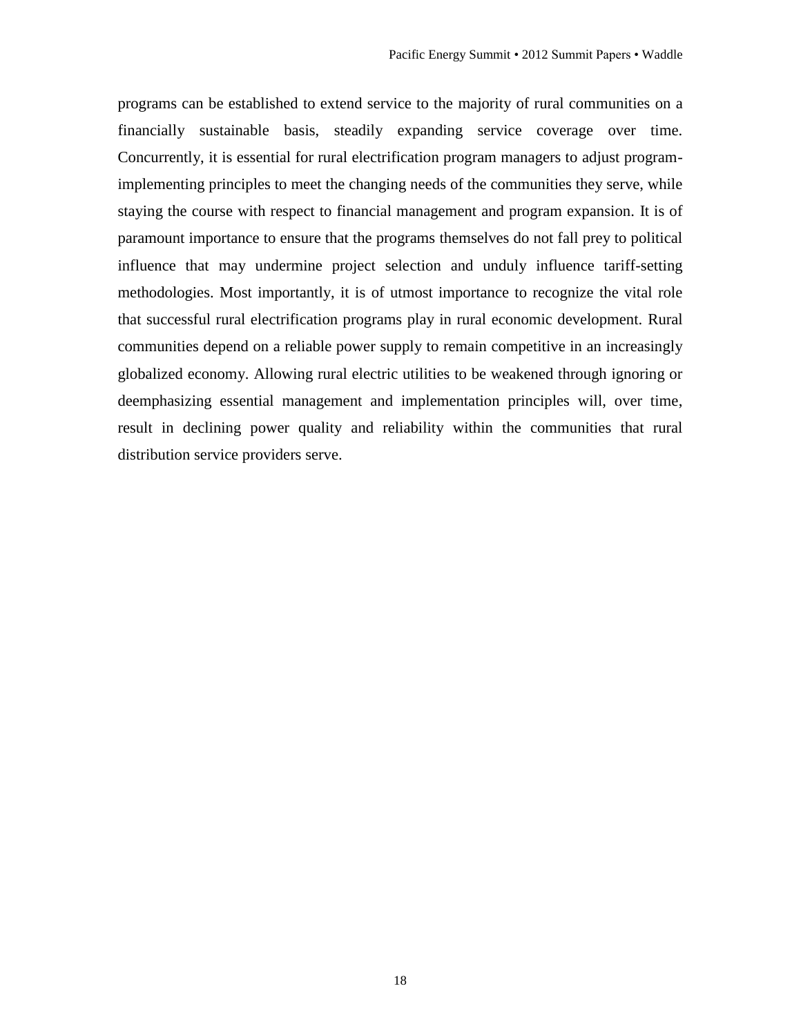programs can be established to extend service to the majority of rural communities on a financially sustainable basis, steadily expanding service coverage over time. Concurrently, it is essential for rural electrification program managers to adjust program-implementing principles to meet the changing needs of the communities they serve, while staying the course with respect to financial management and program expansion. It is of paramount importance to ensure that the programs themselves do not fall prey to political influence that may undermine project selection and unduly influence tariff-setting methodologies. Most importantly, it is of utmost importance to recognize the vital role that successful rural electrification programs play in rural economic development. Rural communities depend on a reliable power supply to remain competitive in an increasingly globalized economy. Allowing rural electric utilities to be weakened through ignoring or deemphasizing essential management and implementation principles will, over time, result in declining power quality and reliability within the communities that rural distribution service providers serve.